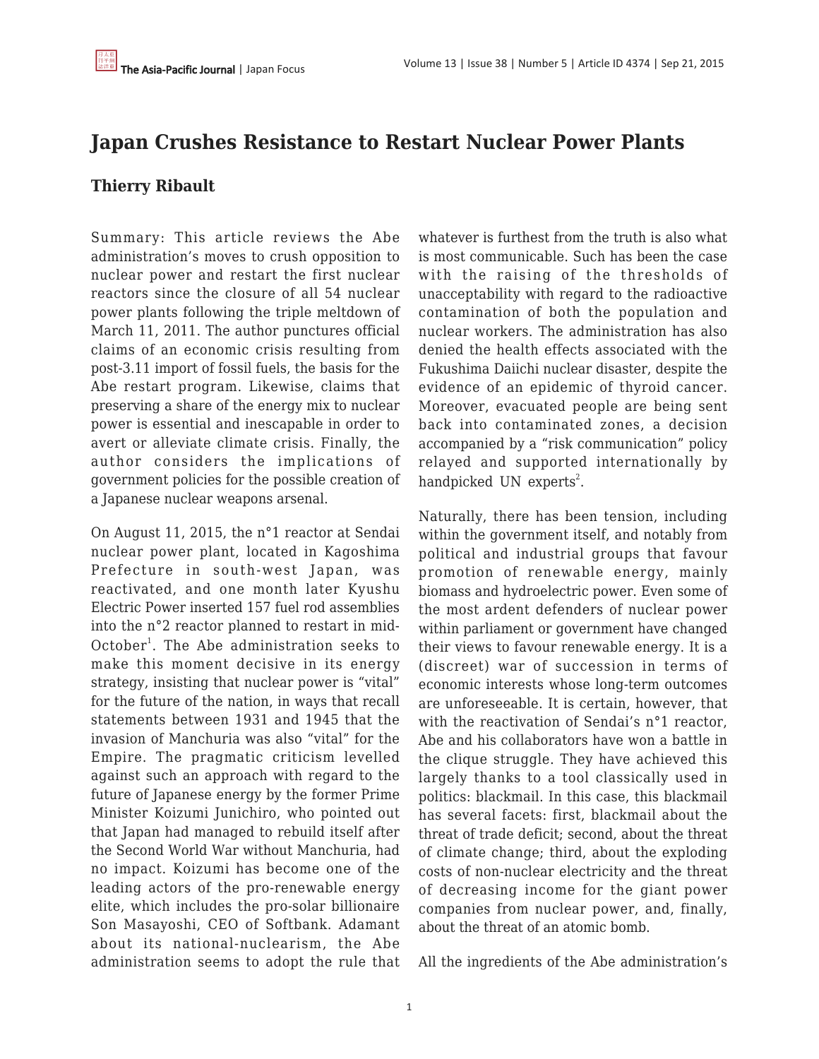# Japan Crushes Resistance to Restart Nuclear Power Plants

## Thierry Ribault

Summary: This article reviews the Abe administration's moves to crush opposition to nuclear power and restart the first nuclear reactors since the closure of all 54 nuclear power plants following the triple meltdown of March 11, 2011. The author punctures official claims of an economic crisis resulting from post-3.11 import of fossil fuels, the basis for the Abe restart program. Likewise, claims that preserving a share of the energy mix to nuclear power is essential and inescapable in order to avert or alleviate climate crisis. Finally, the author considers the implications of government policies for the possible creation of a Japanese nuclear weapons arsenal.

On August 11, 2015, the n°1 reactor at Sendai nuclear power plant, located in Kagoshima Prefecture in south-west Japan, was reactivated, and one month later Kyushu Electric Power inserted 157 fuel rod assemblies into the n°2 reactor planned to restart in mid-October[1]. The Abe administration seeks to make this moment decisive in its energy strategy, insisting that nuclear power is "vital" for the future of the nation, in ways that recall statements between 1931 and 1945 that the invasion of Manchuria was also "vital" for the Empire. The pragmatic criticism levelled against such an approach with regard to the future of Japanese energy by the former Prime Minister Koizumi Junichiro, who pointed out that Japan had managed to rebuild itself after the Second World War without Manchuria, had no impact. Koizumi has become one of the leading actors of the pro-renewable energy elite, which includes the pro-solar billionaire Son Masayoshi, CEO of Softbank. Adamant about its national-nuclearism, the Abe administration seems to adopt the rule that whatever is furthest from the truth is also what is most communicable. Such has been the case with the raising of the thresholds of unacceptability with regard to the radioactive contamination of both the population and nuclear workers. The administration has also denied the health effects associated with the Fukushima Daiichi nuclear disaster, despite the evidence of an epidemic of thyroid cancer. Moreover, evacuated people are being sent back into contaminated zones, a decision accompanied by a "risk communication" policy relayed and supported internationally by handpicked UN experts[2].

Naturally, there has been tension, including within the government itself, and notably from political and industrial groups that favour promotion of renewable energy, mainly biomass and hydroelectric power. Even some of the most ardent defenders of nuclear power within parliament or government have changed their views to favour renewable energy. It is a (discreet) war of succession in terms of economic interests whose long-term outcomes are unforeseeable. It is certain, however, that with the reactivation of Sendai's n°1 reactor, Abe and his collaborators have won a battle in the clique struggle. They have achieved this largely thanks to a tool classically used in politics: blackmail. In this case, this blackmail has several facets: first, blackmail about the threat of trade deficit; second, about the threat of climate change; third, about the exploding costs of non-nuclear electricity and the threat of decreasing income for the giant power companies from nuclear power, and, finally, about the threat of an atomic bomb.

All the ingredients of the Abe administration's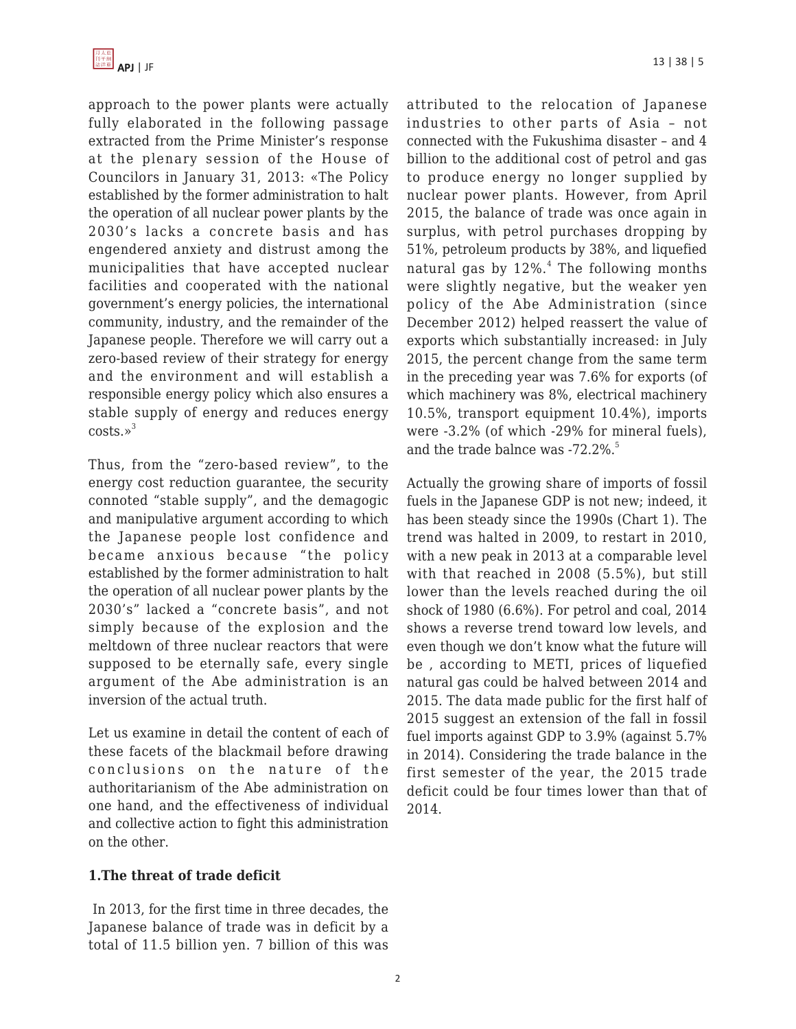approach to the power plants were actually fully elaborated in the following passage extracted from the Prime Minister's response at the plenary session of the House of Councilors in January 31, 2013: «The Policy established by the former administration to halt the operation of all nuclear power plants by the 2030's lacks a concrete basis and has engendered anxiety and distrust among the municipalities that have accepted nuclear facilities and cooperated with the national government's energy policies, the international community, industry, and the remainder of the Japanese people. Therefore we will carry out a zero-based review of their strategy for energy and the environment and will establish a responsible energy policy which also ensures a stable supply of energy and reduces energy costs.»[3]

Thus, from the "zero-based review", to the energy cost reduction guarantee, the security connoted "stable supply", and the demagogic and manipulative argument according to which the Japanese people lost confidence and became anxious because "the policy established by the former administration to halt the operation of all nuclear power plants by the 2030's" lacked a "concrete basis", and not simply because of the explosion and the meltdown of three nuclear reactors that were supposed to be eternally safe, every single argument of the Abe administration is an inversion of the actual truth.

Let us examine in detail the content of each of these facets of the blackmail before drawing conclusions on the nature of the authoritarianism of the Abe administration on one hand, and the effectiveness of individual and collective action to fight this administration on the other.

**1.The threat of trade deficit**

In 2013, for the first time in three decades, the Japanese balance of trade was in deficit by a total of 11.5 billion yen. 7 billion of this was attributed to the relocation of Japanese industries to other parts of Asia – not connected with the Fukushima disaster – and 4 billion to the additional cost of petrol and gas to produce energy no longer supplied by nuclear power plants. However, from April 2015, the balance of trade was once again in surplus, with petrol purchases dropping by 51%, petroleum products by 38%, and liquefied natural gas by 12%.[4] The following months were slightly negative, but the weaker yen policy of the Abe Administration (since December 2012) helped reassert the value of exports which substantially increased: in July 2015, the percent change from the same term in the preceding year was 7.6% for exports (of which machinery was 8%, electrical machinery 10.5%, transport equipment 10.4%), imports were -3.2% (of which -29% for mineral fuels), and the trade balnce was -72.2%.[5]

Actually the growing share of imports of fossil fuels in the Japanese GDP is not new; indeed, it has been steady since the 1990s (Chart 1). The trend was halted in 2009, to restart in 2010, with a new peak in 2013 at a comparable level with that reached in 2008 (5.5%), but still lower than the levels reached during the oil shock of 1980 (6.6%). For petrol and coal, 2014 shows a reverse trend toward low levels, and even though we don't know what the future will be , according to METI, prices of liquefied natural gas could be halved between 2014 and 2015. The data made public for the first half of 2015 suggest an extension of the fall in fossil fuel imports against GDP to 3.9% (against 5.7% in 2014). Considering the trade balance in the first semester of the year, the 2015 trade deficit could be four times lower than that of 2014.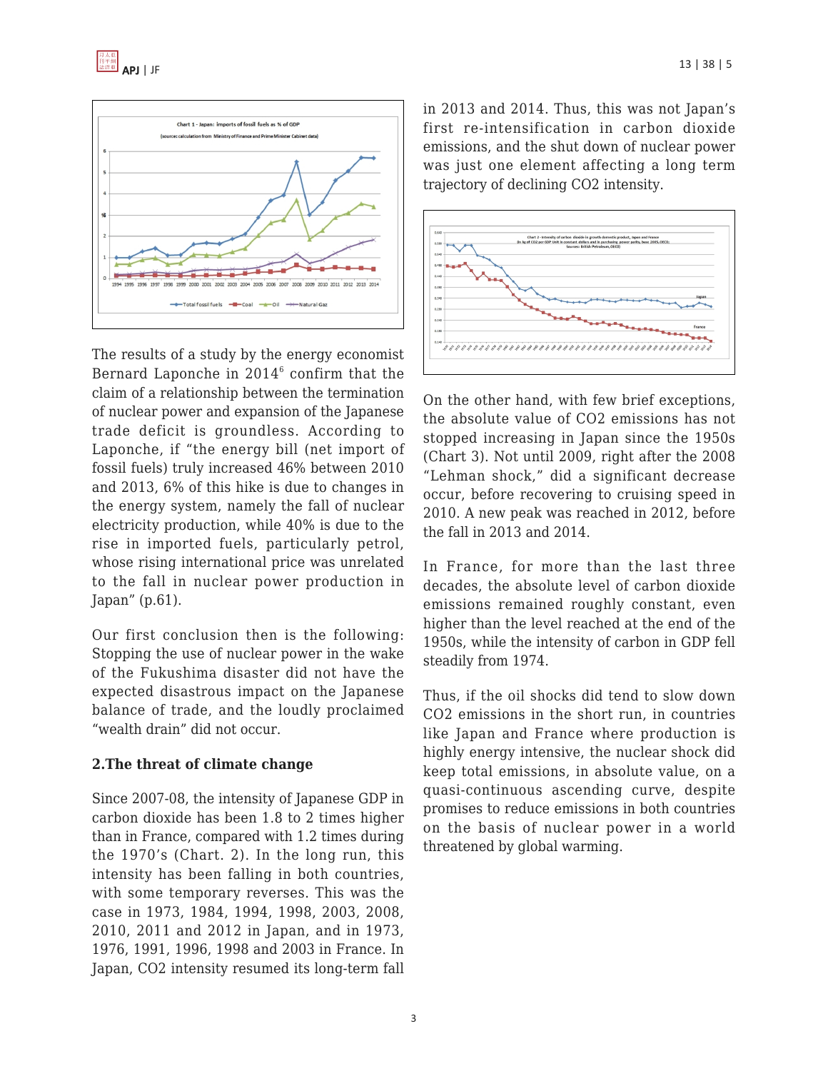The results of a study by the energy economist Bernard Laponche in 2014[6] confirm that the claim of a relationship between the termination of nuclear power and expansion of the Japanese trade deficit is groundless. According to Laponche, if "the energy bill (net import of fossil fuels) truly increased 46% between 2010 and 2013, 6% of this hike is due to changes in the energy system, namely the fall of nuclear electricity production, while 40% is due to the rise in imported fuels, particularly petrol, whose rising international price was unrelated to the fall in nuclear power production in Japan" (p.61).

Our first conclusion then is the following: Stopping the use of nuclear power in the wake of the Fukushima disaster did not have the expected disastrous impact on the Japanese balance of trade, and the loudly proclaimed "wealth drain" did not occur.

**2.The threat of climate change**

Since 2007-08, the intensity of Japanese GDP in carbon dioxide has been 1.8 to 2 times higher than in France, compared with 1.2 times during the 1970's (Chart. 2). In the long run, this intensity has been falling in both countries, with some temporary reverses. This was the case in 1973, 1984, 1994, 1998, 2003, 2008, 2010, 2011 and 2012 in Japan, and in 1973, 1976, 1991, 1996, 1998 and 2003 in France. In Japan, CO2 intensity resumed its long-term fall in 2013 and 2014. Thus, this was not Japan's first re-intensification in carbon dioxide emissions, and the shut down of nuclear power was just one element affecting a long term trajectory of declining CO2 intensity.

On the other hand, with few brief exceptions, the absolute value of CO2 emissions has not stopped increasing in Japan since the 1950s (Chart 3). Not until 2009, right after the 2008 "Lehman shock," did a significant decrease occur, before recovering to cruising speed in 2010. A new peak was reached in 2012, before the fall in 2013 and 2014.

In France, for more than the last three decades, the absolute level of carbon dioxide emissions remained roughly constant, even higher than the level reached at the end of the 1950s, while the intensity of carbon in GDP fell steadily from 1974.

Thus, if the oil shocks did tend to slow down CO2 emissions in the short run, in countries like Japan and France where production is highly energy intensive, the nuclear shock did keep total emissions, in absolute value, on a quasi-continuous ascending curve, despite promises to reduce emissions in both countries on the basis of nuclear power in a world threatened by global warming.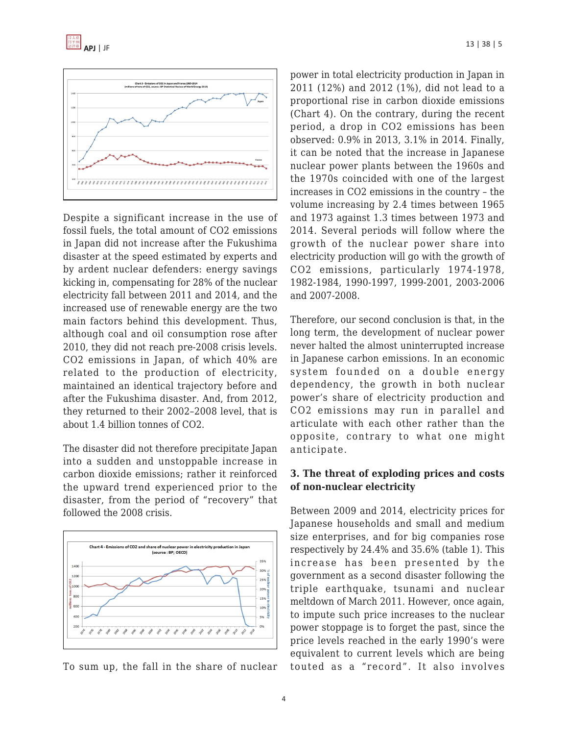Despite a significant increase in the use of fossil fuels, the total amount of $CO_2$ emissions in Japan did not increase after the Fukushima disaster at the speed estimated by experts and by ardent nuclear defenders: energy savings kicking in, compensating for 28% of the nuclear electricity fall between 2011 and 2014, and the increased use of renewable energy are the two main factors behind this development. Thus, although coal and oil consumption rose after 2010, they did not reach pre-2008 crisis levels. $CO_2$ emissions in Japan, of which 40% are related to the production of electricity, maintained an identical trajectory before and after the Fukushima disaster. And, from 2012, they returned to their 2002–2008 level, that is about 1.4 billion tonnes of $CO_2$.

The disaster did not therefore precipitate Japan into a sudden and unstoppable increase in carbon dioxide emissions; rather it reinforced the upward trend experienced prior to the disaster, from the period of "recovery" that followed the 2008 crisis.

To sum up, the fall in the share of nuclear power in total electricity production in Japan in 2011 (12%) and 2012 (1%), did not lead to a proportional rise in carbon dioxide emissions (Chart 4). On the contrary, during the recent period, a drop in $CO_2$ emissions has been observed: 0.9% in 2013, 3.1% in 2014. Finally, it can be noted that the increase in Japanese nuclear power plants between the 1960s and the 1970s coincided with one of the largest increases in $CO_2$ emissions in the country – the volume increasing by 2.4 times between 1965 and 1973 against 1.3 times between 1973 and 2014. Several periods will follow where the growth of the nuclear power share into electricity production will go with the growth of $CO_2$ emissions, particularly 1974-1978, 1982-1984, 1990-1997, 1999-2001, 2003-2006 and 2007-2008.

Therefore, our second conclusion is that, in the long term, the development of nuclear power never halted the almost uninterrupted increase in Japanese carbon emissions. In an economic system founded on a double energy dependency, the growth in both nuclear power's share of electricity production and $CO_2$ emissions may run in parallel and articulate with each other rather than the opposite, contrary to what one might anticipate.

### 3. The threat of exploding prices and costs of non-nuclear electricity

Between 2009 and 2014, electricity prices for Japanese households and small and medium size enterprises, and for big companies rose respectively by 24.4% and 35.6% (table 1). This increase has been presented by the government as a second disaster following the triple earthquake, tsunami and nuclear meltdown of March 2011. However, once again, to impute such price increases to the nuclear power stoppage is to forget the past, since the price levels reached in the early 1990's were equivalent to current levels which are being touted as a "record". It also involves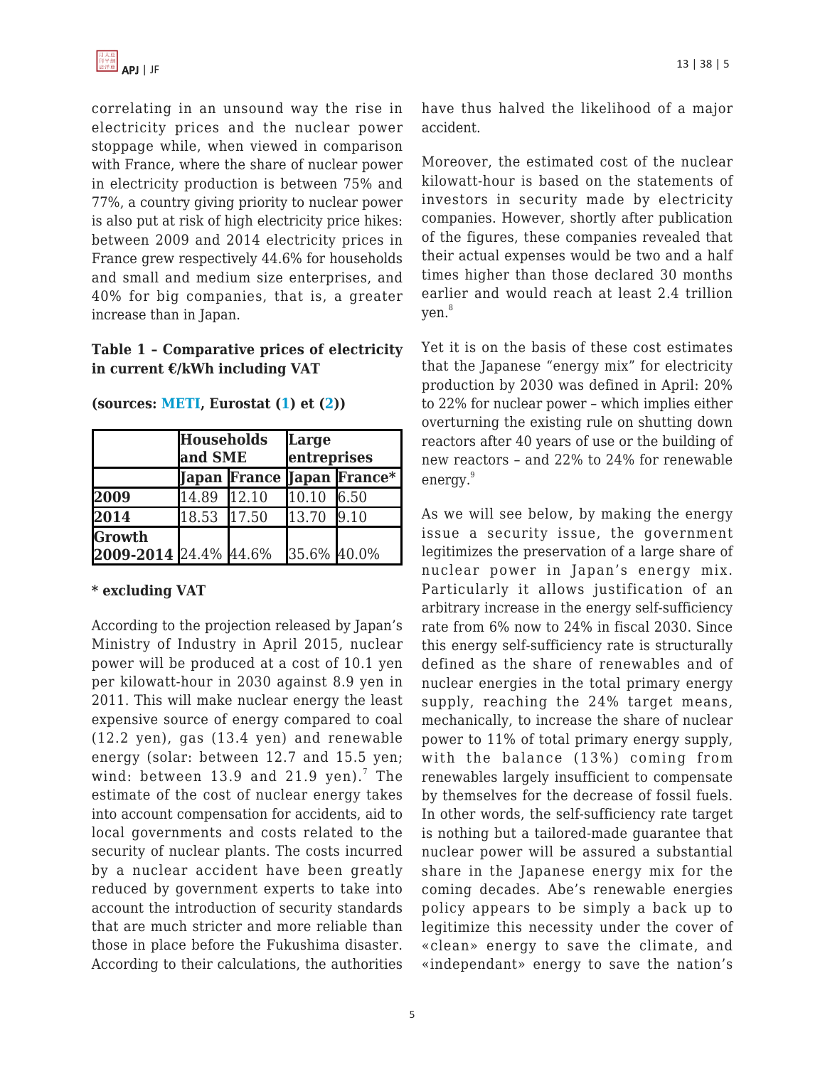correlating in an unsound way the rise in electricity prices and the nuclear power stoppage while, when viewed in comparison with France, where the share of nuclear power in electricity production is between 75% and 77%, a country giving priority to nuclear power is also put at risk of high electricity price hikes: between 2009 and 2014 electricity prices in France grew respectively 44.6% for households and small and medium size enterprises, and 40% for big companies, that is, a greater increase than in Japan.

**Table 1 – Comparative prices of electricity in current €/kWh including VAT**

**(sources: METI, Eurostat (1) et (2))**

| | Households and SME | | Large entreprises | |
|---|---|---|---|---|
| | Japan | France | Japan | France* |
| **2009** | 14.89 | 12.10 | 10.10 | 6.50 |
| **2014** | 18.53 | 17.50 | 13.70 | 9.10 |
| **Growth 2009-2014** | 24.4% | 44.6% | 35.6% | 40.0% |

**\* excluding VAT**

According to the projection released by Japan's Ministry of Industry in April 2015, nuclear power will be produced at a cost of 10.1 yen per kilowatt-hour in 2030 against 8.9 yen in 2011. This will make nuclear energy the least expensive source of energy compared to coal (12.2 yen), gas (13.4 yen) and renewable energy (solar: between 12.7 and 15.5 yen; wind: between 13.9 and 21.9 yen).[7] The estimate of the cost of nuclear energy takes into account compensation for accidents, aid to local governments and costs related to the security of nuclear plants. The costs incurred by a nuclear accident have been greatly reduced by government experts to take into account the introduction of security standards that are much stricter and more reliable than those in place before the Fukushima disaster. According to their calculations, the authorities have thus halved the likelihood of a major accident.

Moreover, the estimated cost of the nuclear kilowatt-hour is based on the statements of investors in security made by electricity companies. However, shortly after publication of the figures, these companies revealed that their actual expenses would be two and a half times higher than those declared 30 months earlier and would reach at least 2.4 trillion yen.[8]

Yet it is on the basis of these cost estimates that the Japanese "energy mix" for electricity production by 2030 was defined in April: 20% to 22% for nuclear power – which implies either overturning the existing rule on shutting down reactors after 40 years of use or the building of new reactors – and 22% to 24% for renewable energy.[9]

As we will see below, by making the energy issue a security issue, the government legitimizes the preservation of a large share of nuclear power in Japan's energy mix. Particularly it allows justification of an arbitrary increase in the energy self-sufficiency rate from 6% now to 24% in fiscal 2030. Since this energy self-sufficiency rate is structurally defined as the share of renewables and of nuclear energies in the total primary energy supply, reaching the 24% target means, mechanically, to increase the share of nuclear power to 11% of total primary energy supply, with the balance (13%) coming from renewables largely insufficient to compensate by themselves for the decrease of fossil fuels. In other words, the self-sufficiency rate target is nothing but a tailored-made guarantee that nuclear power will be assured a substantial share in the Japanese energy mix for the coming decades. Abe's renewable energies policy appears to be simply a back up to legitimize this necessity under the cover of «clean» energy to save the climate, and «independant» energy to save the nation's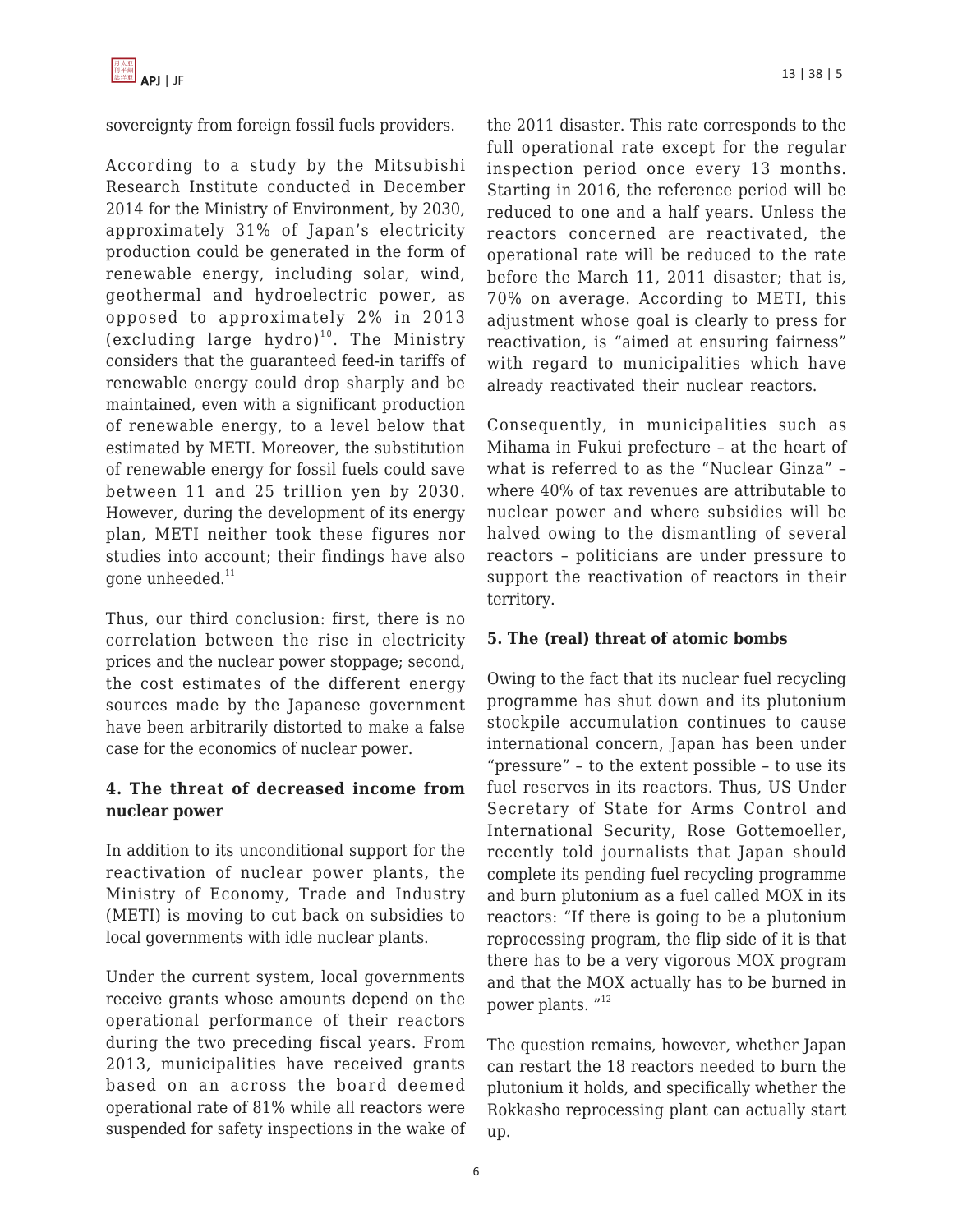sovereignty from foreign fossil fuels providers.

According to a study by the Mitsubishi Research Institute conducted in December 2014 for the Ministry of Environment, by 2030, approximately 31% of Japan's electricity production could be generated in the form of renewable energy, including solar, wind, geothermal and hydroelectric power, as opposed to approximately 2% in 2013 (excluding large hydro)[10]. The Ministry considers that the guaranteed feed-in tariffs of renewable energy could drop sharply and be maintained, even with a significant production of renewable energy, to a level below that estimated by METI. Moreover, the substitution of renewable energy for fossil fuels could save between 11 and 25 trillion yen by 2030. However, during the development of its energy plan, METI neither took these figures nor studies into account; their findings have also gone unheeded.[11]

Thus, our third conclusion: first, there is no correlation between the rise in electricity prices and the nuclear power stoppage; second, the cost estimates of the different energy sources made by the Japanese government have been arbitrarily distorted to make a false case for the economics of nuclear power.

**4. The threat of decreased income from nuclear power**

In addition to its unconditional support for the reactivation of nuclear power plants, the Ministry of Economy, Trade and Industry (METI) is moving to cut back on subsidies to local governments with idle nuclear plants.

Under the current system, local governments receive grants whose amounts depend on the operational performance of their reactors during the two preceding fiscal years. From 2013, municipalities have received grants based on an across the board deemed operational rate of 81% while all reactors were suspended for safety inspections in the wake of the 2011 disaster. This rate corresponds to the full operational rate except for the regular inspection period once every 13 months. Starting in 2016, the reference period will be reduced to one and a half years. Unless the reactors concerned are reactivated, the operational rate will be reduced to the rate before the March 11, 2011 disaster; that is, 70% on average. According to METI, this adjustment whose goal is clearly to press for reactivation, is "aimed at ensuring fairness" with regard to municipalities which have already reactivated their nuclear reactors.

Consequently, in municipalities such as Mihama in Fukui prefecture – at the heart of what is referred to as the "Nuclear Ginza" – where 40% of tax revenues are attributable to nuclear power and where subsidies will be halved owing to the dismantling of several reactors – politicians are under pressure to support the reactivation of reactors in their territory.

**5. The (real) threat of atomic bombs**

Owing to the fact that its nuclear fuel recycling programme has shut down and its plutonium stockpile accumulation continues to cause international concern, Japan has been under "pressure" – to the extent possible – to use its fuel reserves in its reactors. Thus, US Under Secretary of State for Arms Control and International Security, Rose Gottemoeller, recently told journalists that Japan should complete its pending fuel recycling programme and burn plutonium as a fuel called MOX in its reactors: "If there is going to be a plutonium reprocessing program, the flip side of it is that there has to be a very vigorous MOX program and that the MOX actually has to be burned in power plants. "[12]

The question remains, however, whether Japan can restart the 18 reactors needed to burn the plutonium it holds, and specifically whether the Rokkasho reprocessing plant can actually start up.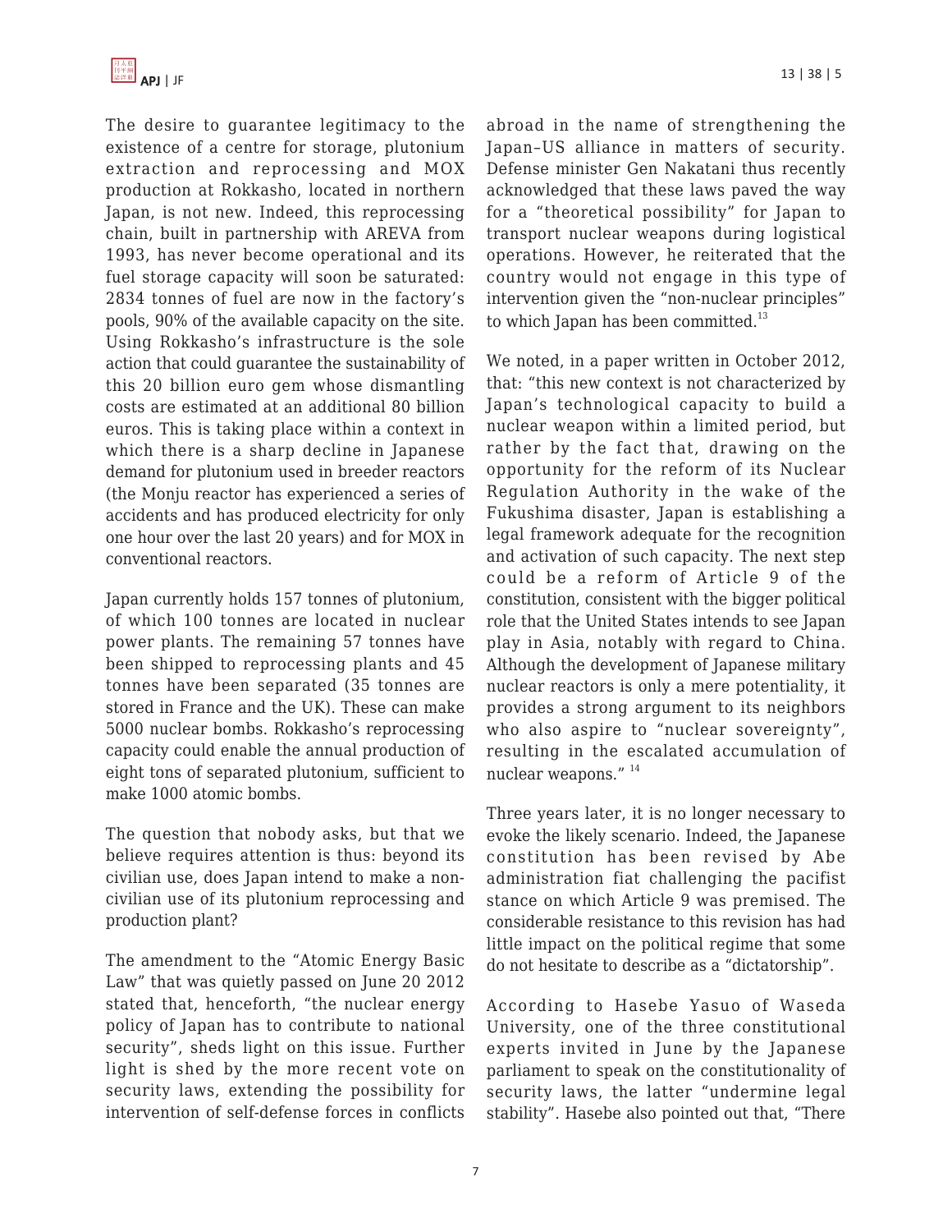The desire to guarantee legitimacy to the existence of a centre for storage, plutonium extraction and reprocessing and MOX production at Rokkasho, located in northern Japan, is not new. Indeed, this reprocessing chain, built in partnership with AREVA from 1993, has never become operational and its fuel storage capacity will soon be saturated: 2834 tonnes of fuel are now in the factory's pools, 90% of the available capacity on the site. Using Rokkasho's infrastructure is the sole action that could guarantee the sustainability of this 20 billion euro gem whose dismantling costs are estimated at an additional 80 billion euros. This is taking place within a context in which there is a sharp decline in Japanese demand for plutonium used in breeder reactors (the Monju reactor has experienced a series of accidents and has produced electricity for only one hour over the last 20 years) and for MOX in conventional reactors.

Japan currently holds 157 tonnes of plutonium, of which 100 tonnes are located in nuclear power plants. The remaining 57 tonnes have been shipped to reprocessing plants and 45 tonnes have been separated (35 tonnes are stored in France and the UK). These can make 5000 nuclear bombs. Rokkasho's reprocessing capacity could enable the annual production of eight tons of separated plutonium, sufficient to make 1000 atomic bombs.

The question that nobody asks, but that we believe requires attention is thus: beyond its civilian use, does Japan intend to make a non-civilian use of its plutonium reprocessing and production plant?

The amendment to the "Atomic Energy Basic Law" that was quietly passed on June 20 2012 stated that, henceforth, "the nuclear energy policy of Japan has to contribute to national security", sheds light on this issue. Further light is shed by the more recent vote on security laws, extending the possibility for intervention of self-defense forces in conflicts abroad in the name of strengthening the Japan–US alliance in matters of security. Defense minister Gen Nakatani thus recently acknowledged that these laws paved the way for a "theoretical possibility" for Japan to transport nuclear weapons during logistical operations. However, he reiterated that the country would not engage in this type of intervention given the "non-nuclear principles" to which Japan has been committed.[13]

We noted, in a paper written in October 2012, that: "this new context is not characterized by Japan's technological capacity to build a nuclear weapon within a limited period, but rather by the fact that, drawing on the opportunity for the reform of its Nuclear Regulation Authority in the wake of the Fukushima disaster, Japan is establishing a legal framework adequate for the recognition and activation of such capacity. The next step could be a reform of Article 9 of the constitution, consistent with the bigger political role that the United States intends to see Japan play in Asia, notably with regard to China. Although the development of Japanese military nuclear reactors is only a mere potentiality, it provides a strong argument to its neighbors who also aspire to "nuclear sovereignty", resulting in the escalated accumulation of nuclear weapons." [14]

Three years later, it is no longer necessary to evoke the likely scenario. Indeed, the Japanese constitution has been revised by Abe administration fiat challenging the pacifist stance on which Article 9 was premised. The considerable resistance to this revision has had little impact on the political regime that some do not hesitate to describe as a "dictatorship".

According to Hasebe Yasuo of Waseda University, one of the three constitutional experts invited in June by the Japanese parliament to speak on the constitutionality of security laws, the latter "undermine legal stability". Hasebe also pointed out that, "There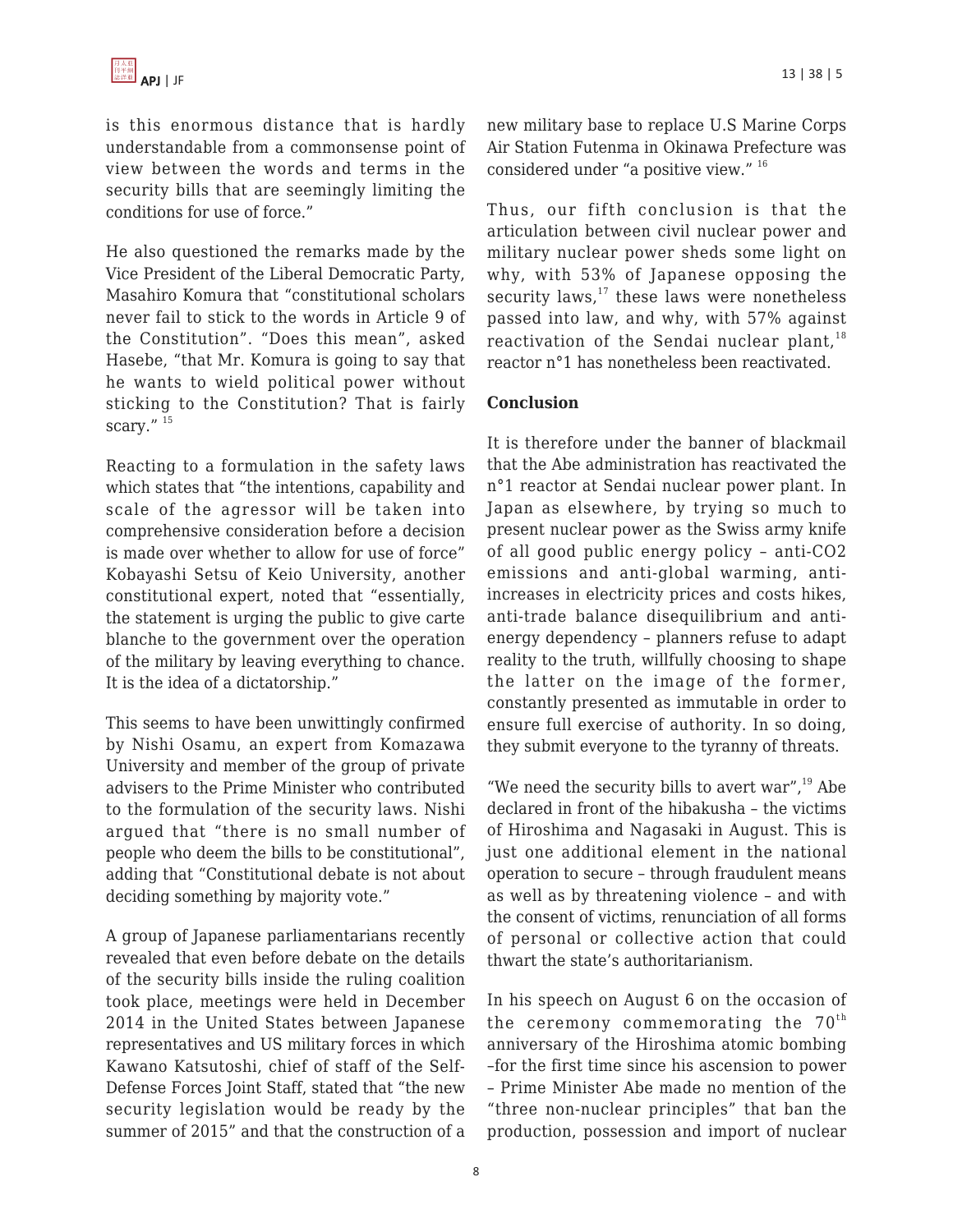is this enormous distance that is hardly understandable from a commonsense point of view between the words and terms in the security bills that are seemingly limiting the conditions for use of force."

He also questioned the remarks made by the Vice President of the Liberal Democratic Party, Masahiro Komura that "constitutional scholars never fail to stick to the words in Article 9 of the Constitution". "Does this mean", asked Hasebe, "that Mr. Komura is going to say that he wants to wield political power without sticking to the Constitution? That is fairly scary." [15]

Reacting to a formulation in the safety laws which states that "the intentions, capability and scale of the agressor will be taken into comprehensive consideration before a decision is made over whether to allow for use of force" Kobayashi Setsu of Keio University, another constitutional expert, noted that "essentially, the statement is urging the public to give carte blanche to the government over the operation of the military by leaving everything to chance. It is the idea of a dictatorship."

This seems to have been unwittingly confirmed by Nishi Osamu, an expert from Komazawa University and member of the group of private advisers to the Prime Minister who contributed to the formulation of the security laws. Nishi argued that "there is no small number of people who deem the bills to be constitutional", adding that "Constitutional debate is not about deciding something by majority vote."

A group of Japanese parliamentarians recently revealed that even before debate on the details of the security bills inside the ruling coalition took place, meetings were held in December 2014 in the United States between Japanese representatives and US military forces in which Kawano Katsutoshi, chief of staff of the Self-Defense Forces Joint Staff, stated that "the new security legislation would be ready by the summer of 2015" and that the construction of a new military base to replace U.S Marine Corps Air Station Futenma in Okinawa Prefecture was considered under "a positive view." [16]

Thus, our fifth conclusion is that the articulation between civil nuclear power and military nuclear power sheds some light on why, with 53% of Japanese opposing the security laws,[17] these laws were nonetheless passed into law, and why, with 57% against reactivation of the Sendai nuclear plant,[18] reactor n°1 has nonetheless been reactivated.

**Conclusion**

It is therefore under the banner of blackmail that the Abe administration has reactivated the n°1 reactor at Sendai nuclear power plant. In Japan as elsewhere, by trying so much to present nuclear power as the Swiss army knife of all good public energy policy – anti-CO2 emissions and anti-global warming, anti-increases in electricity prices and costs hikes, anti-trade balance disequilibrium and anti-energy dependency – planners refuse to adapt reality to the truth, willfully choosing to shape the latter on the image of the former, constantly presented as immutable in order to ensure full exercise of authority. In so doing, they submit everyone to the tyranny of threats.

"We need the security bills to avert war",[19] Abe declared in front of the hibakusha – the victims of Hiroshima and Nagasaki in August. This is just one additional element in the national operation to secure – through fraudulent means as well as by threatening violence – and with the consent of victims, renunciation of all forms of personal or collective action that could thwart the state's authoritarianism.

In his speech on August 6 on the occasion of the ceremony commemorating the 70th anniversary of the Hiroshima atomic bombing –for the first time since his ascension to power – Prime Minister Abe made no mention of the "three non-nuclear principles" that ban the production, possession and import of nuclear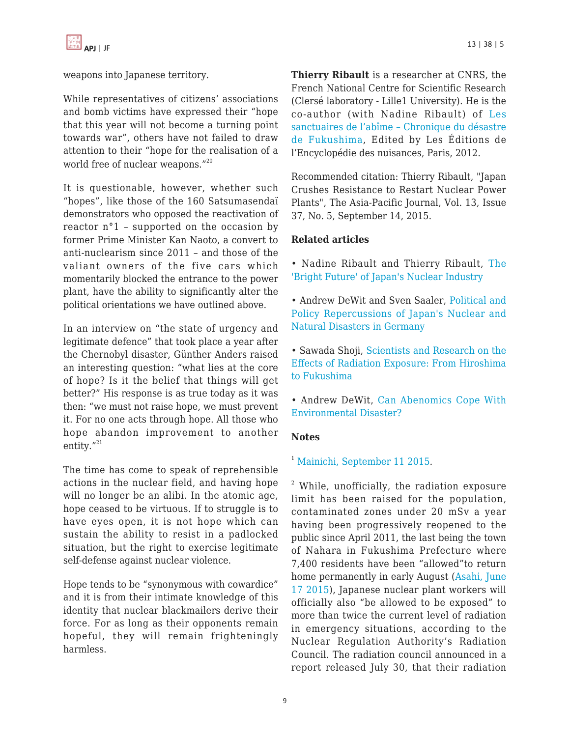weapons into Japanese territory.

While representatives of citizens' associations and bomb victims have expressed their "hope that this year will not become a turning point towards war", others have not failed to draw attention to their "hope for the realisation of a world free of nuclear weapons."[20]

It is questionable, however, whether such "hopes", like those of the 160 Satsumasendaï demonstrators who opposed the reactivation of reactor n°1 – supported on the occasion by former Prime Minister Kan Naoto, a convert to anti-nuclearism since 2011 – and those of the valiant owners of the five cars which momentarily blocked the entrance to the power plant, have the ability to significantly alter the political orientations we have outlined above.

In an interview on "the state of urgency and legitimate defence" that took place a year after the Chernobyl disaster, Günther Anders raised an interesting question: "what lies at the core of hope? Is it the belief that things will get better?" His response is as true today as it was then: "we must not raise hope, we must prevent it. For no one acts through hope. All those who hope abandon improvement to another entity."[21]

The time has come to speak of reprehensible actions in the nuclear field, and having hope will no longer be an alibi. In the atomic age, hope ceased to be virtuous. If to struggle is to have eyes open, it is not hope which can sustain the ability to resist in a padlocked situation, but the right to exercise legitimate self-defense against nuclear violence.

Hope tends to be "synonymous with cowardice" and it is from their intimate knowledge of this identity that nuclear blackmailers derive their force. For as long as their opponents remain hopeful, they will remain frighteningly harmless.

**Thierry Ribault** is a researcher at CNRS, the French National Centre for Scientific Research (Clersé laboratory - Lille1 University). He is the co-author (with Nadine Ribault) of Les sanctuaires de l'abîme – Chronique du désastre de Fukushima, Edited by Les Éditions de l'Encyclopédie des nuisances, Paris, 2012.

Recommended citation: Thierry Ribault, "Japan Crushes Resistance to Restart Nuclear Power Plants", The Asia-Pacific Journal, Vol. 13, Issue 37, No. 5, September 14, 2015.

**Related articles**

- Nadine Ribault and Thierry Ribault, The 'Bright Future' of Japan's Nuclear Industry
- Andrew DeWit and Sven Saaler, Political and Policy Repercussions of Japan's Nuclear and Natural Disasters in Germany
- Sawada Shoji, Scientists and Research on the Effects of Radiation Exposure: From Hiroshima to Fukushima
- Andrew DeWit, Can Abenomics Cope With Environmental Disaster?

**Notes**

[1] Mainichi, September 11 2015.

[2] While, unofficially, the radiation exposure limit has been raised for the population, contaminated zones under 20 mSv a year having been progressively reopened to the public since April 2011, the last being the town of Nahara in Fukushima Prefecture where 7,400 residents have been "allowed"to return home permanently in early August (Asahi, June 17 2015), Japanese nuclear plant workers will officially also "be allowed to be exposed" to more than twice the current level of radiation in emergency situations, according to the Nuclear Regulation Authority's Radiation Council. The radiation council announced in a report released July 30, that their radiation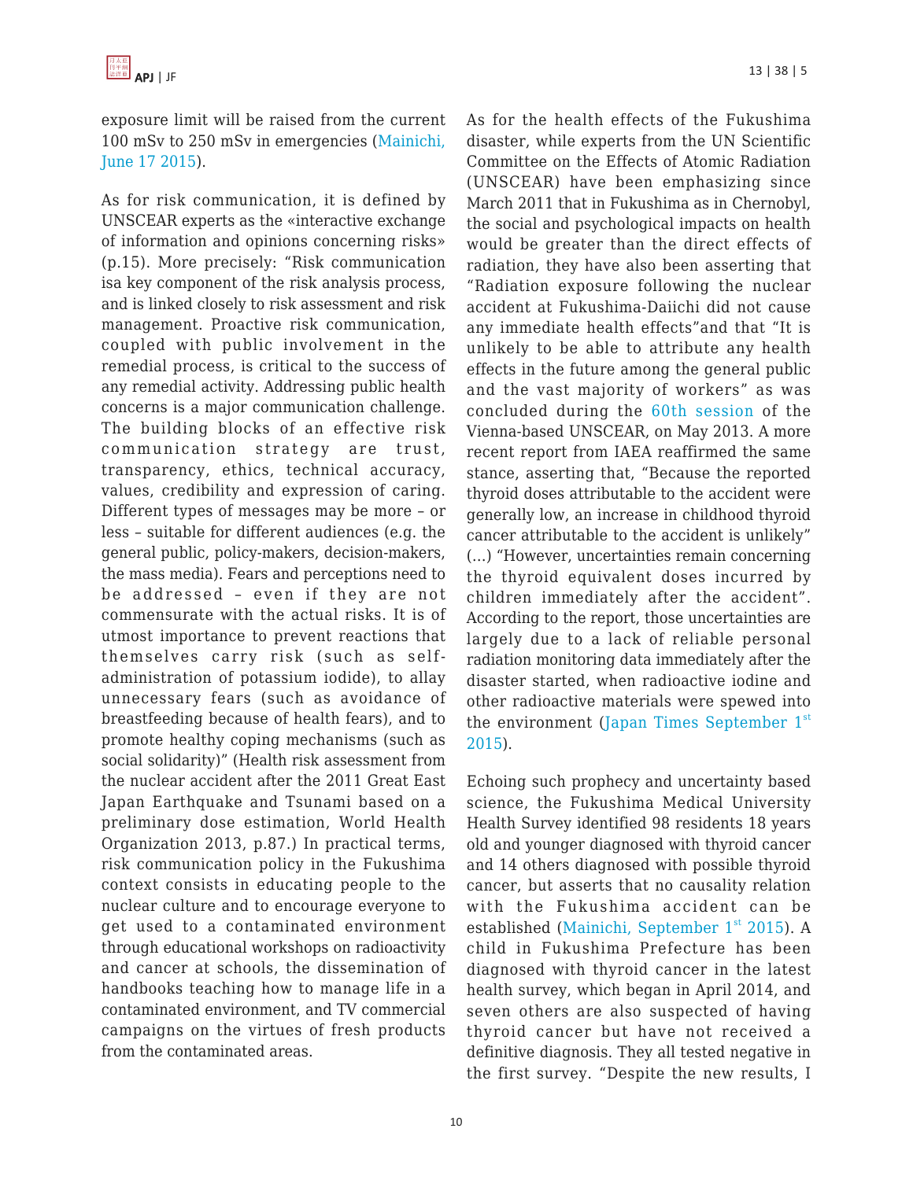exposure limit will be raised from the current 100 mSv to 250 mSv in emergencies (Mainichi, June 17 2015).

As for risk communication, it is defined by UNSCEAR experts as the «interactive exchange of information and opinions concerning risks» (p.15). More precisely: "Risk communication isa key component of the risk analysis process, and is linked closely to risk assessment and risk management. Proactive risk communication, coupled with public involvement in the remedial process, is critical to the success of any remedial activity. Addressing public health concerns is a major communication challenge. The building blocks of an effective risk communication strategy are trust, transparency, ethics, technical accuracy, values, credibility and expression of caring. Different types of messages may be more – or less – suitable for different audiences (e.g. the general public, policy-makers, decision-makers, the mass media). Fears and perceptions need to be addressed – even if they are not commensurate with the actual risks. It is of utmost importance to prevent reactions that themselves carry risk (such as self-administration of potassium iodide), to allay unnecessary fears (such as avoidance of breastfeeding because of health fears), and to promote healthy coping mechanisms (such as social solidarity)" (Health risk assessment from the nuclear accident after the 2011 Great East Japan Earthquake and Tsunami based on a preliminary dose estimation, World Health Organization 2013, p.87.) In practical terms, risk communication policy in the Fukushima context consists in educating people to the nuclear culture and to encourage everyone to get used to a contaminated environment through educational workshops on radioactivity and cancer at schools, the dissemination of handbooks teaching how to manage life in a contaminated environment, and TV commercial campaigns on the virtues of fresh products from the contaminated areas.

As for the health effects of the Fukushima disaster, while experts from the UN Scientific Committee on the Effects of Atomic Radiation (UNSCEAR) have been emphasizing since March 2011 that in Fukushima as in Chernobyl, the social and psychological impacts on health would be greater than the direct effects of radiation, they have also been asserting that "Radiation exposure following the nuclear accident at Fukushima-Daiichi did not cause any immediate health effects"and that "It is unlikely to be able to attribute any health effects in the future among the general public and the vast majority of workers" as was concluded during the 60th session of the Vienna-based UNSCEAR, on May 2013. A more recent report from IAEA reaffirmed the same stance, asserting that, "Because the reported thyroid doses attributable to the accident were generally low, an increase in childhood thyroid cancer attributable to the accident is unlikely" (…) "However, uncertainties remain concerning the thyroid equivalent doses incurred by children immediately after the accident". According to the report, those uncertainties are largely due to a lack of reliable personal radiation monitoring data immediately after the disaster started, when radioactive iodine and other radioactive materials were spewed into the environment (Japan Times September 1st 2015).

Echoing such prophecy and uncertainty based science, the Fukushima Medical University Health Survey identified 98 residents 18 years old and younger diagnosed with thyroid cancer and 14 others diagnosed with possible thyroid cancer, but asserts that no causality relation with the Fukushima accident can be established (Mainichi, September 1st 2015). A child in Fukushima Prefecture has been diagnosed with thyroid cancer in the latest health survey, which began in April 2014, and seven others are also suspected of having thyroid cancer but have not received a definitive diagnosis. They all tested negative in the first survey. "Despite the new results, I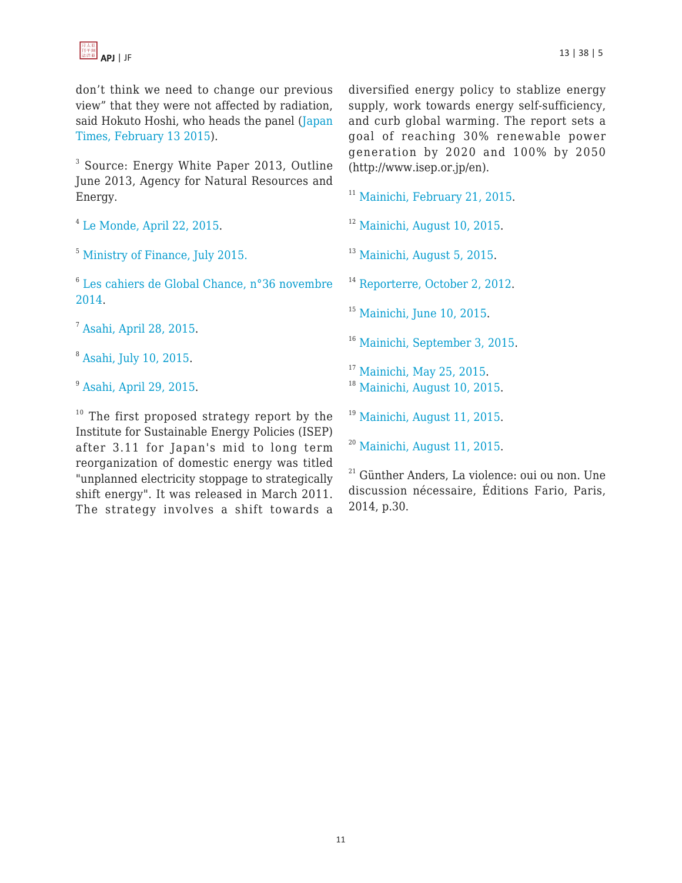don't think we need to change our previous view" that they were not affected by radiation, said Hokuto Hoshi, who heads the panel (Japan Times, February 13 2015).

[3] Source: Energy White Paper 2013, Outline June 2013, Agency for Natural Resources and Energy.

[4] Le Monde, April 22, 2015.

[5] Ministry of Finance, July 2015.

[6] Les cahiers de Global Chance, n°36 novembre 2014.

[7] Asahi, April 28, 2015.

[8] Asahi, July 10, 2015.

[9] Asahi, April 29, 2015.

[10] The first proposed strategy report by the Institute for Sustainable Energy Policies (ISEP) after 3.11 for Japan's mid to long term reorganization of domestic energy was titled "unplanned electricity stoppage to strategically shift energy". It was released in March 2011. The strategy involves a shift towards a diversified energy policy to stablize energy supply, work towards energy self-sufficiency, and curb global warming. The report sets a goal of reaching 30% renewable power generation by 2020 and 100% by 2050 (http://www.isep.or.jp/en).

[11] Mainichi, February 21, 2015.

[12] Mainichi, August 10, 2015.

[13] Mainichi, August 5, 2015.

[14] Reporterre, October 2, 2012.

[15] Mainichi, June 10, 2015.

[16] Mainichi, September 3, 2015.

[17] Mainichi, May 25, 2015.

[18] Mainichi, August 10, 2015.

[19] Mainichi, August 11, 2015.

[20] Mainichi, August 11, 2015.

[21] Günther Anders, La violence: oui ou non. Une discussion nécessaire, Éditions Fario, Paris, 2014, p.30.